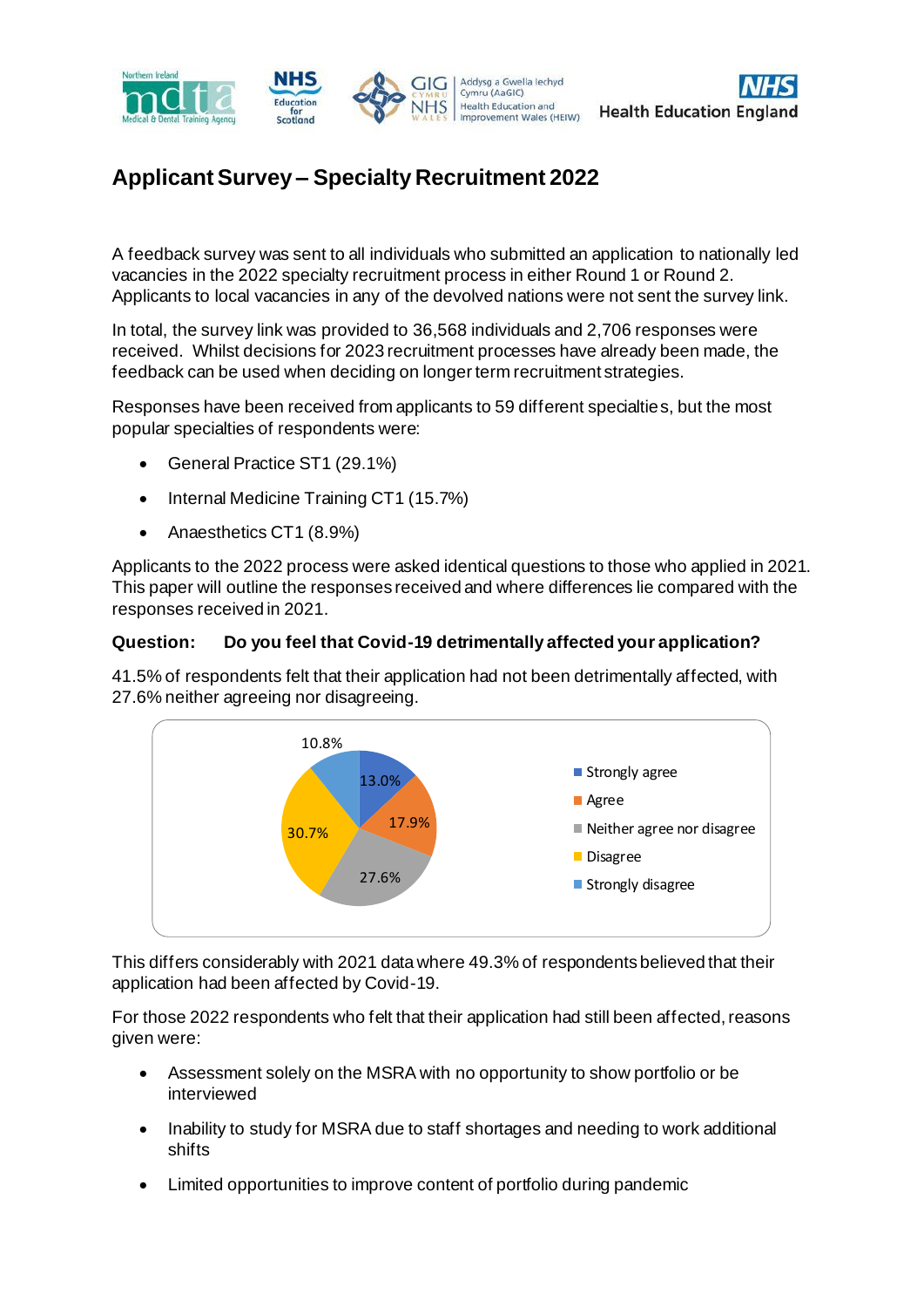# Applicant Survey – Specialty Recruitment 2022

A feedback survey was sent to all individuals who submitted an application to nationally led vacancies in the 2022 specialty recruitment process in either Round 1 or Round 2. Applicants to local vacancies in any of the devolved nations were not sent the survey link.

In total, the survey link was provided to 36,568 individuals and 2,706 responses were received. Whilst decisions for 2023 recruitment processes have already been made, the feedback can be used when deciding on longer term recruitment strategies.

Responses have been received from applicants to 59 different specialties, but the most popular specialties of respondents were:

- General Practice ST1 (29.1%)
- Internal Medicine Training CT1 (15.7%)
- Anaesthetics CT1 (8.9%)

Applicants to the 2022 process were asked identical questions to those who applied in 2021. This paper will outline the responses received and where differences lie compared with the responses received in 2021.

**Question: Do you feel that Covid-19 detrimentally affected your application?**

41.5% of respondents felt that their application had not been detrimentally affected, with 27.6% neither agreeing nor disagreeing.

| Response | % |
|---|---|
| Strongly agree | 13.0% |
| Agree | 17.9% |
| Neither agree nor disagree | 27.6% |
| Disagree | 30.7% |
| Strongly disagree | 10.8% |

This differs considerably with 2021 data where 49.3% of respondents believed that their application had been affected by Covid-19.

For those 2022 respondents who felt that their application had still been affected, reasons given were:

- Assessment solely on the MSRA with no opportunity to show portfolio or be interviewed
- Inability to study for MSRA due to staff shortages and needing to work additional shifts
- Limited opportunities to improve content of portfolio during pandemic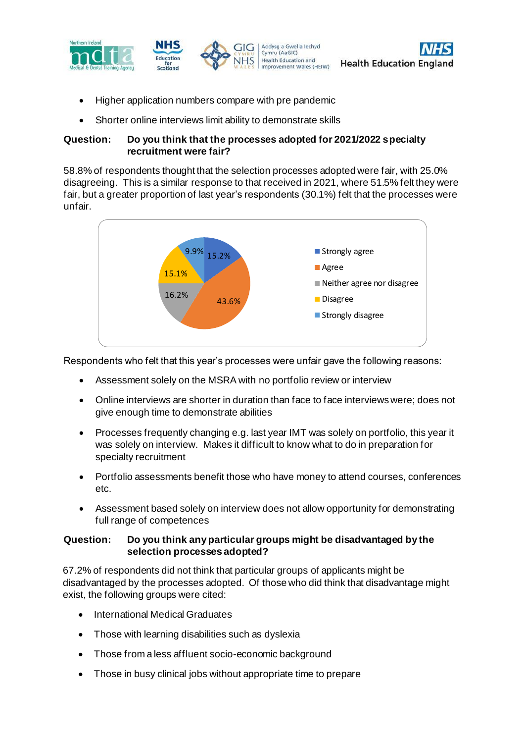- Higher application numbers compare with pre pandemic
- Shorter online interviews limit ability to demonstrate skills

**Question: Do you think that the processes adopted for 2021/2022 specialty recruitment were fair?**

58.8% of respondents thought that the selection processes adopted were fair, with 25.0% disagreeing. This is a similar response to that received in 2021, where 51.5% felt they were fair, but a greater proportion of last year's respondents (30.1%) felt that the processes were unfair.

| Response | Percentage |
|---|---|
| Strongly agree | 15.2% |
| Agree | 43.6% |
| Neither agree nor disagree | 16.2% |
| Disagree | 15.1% |
| Strongly disagree | 9.9% |

Respondents who felt that this year's processes were unfair gave the following reasons:

- Assessment solely on the MSRA with no portfolio review or interview
- Online interviews are shorter in duration than face to face interviews were; does not give enough time to demonstrate abilities
- Processes frequently changing e.g. last year IMT was solely on portfolio, this year it was solely on interview. Makes it difficult to know what to do in preparation for specialty recruitment
- Portfolio assessments benefit those who have money to attend courses, conferences etc.
- Assessment based solely on interview does not allow opportunity for demonstrating full range of competences

**Question: Do you think any particular groups might be disadvantaged by the selection processes adopted?**

67.2% of respondents did not think that particular groups of applicants might be disadvantaged by the processes adopted. Of those who did think that disadvantage might exist, the following groups were cited:

- International Medical Graduates
- Those with learning disabilities such as dyslexia
- Those from a less affluent socio-economic background
- Those in busy clinical jobs without appropriate time to prepare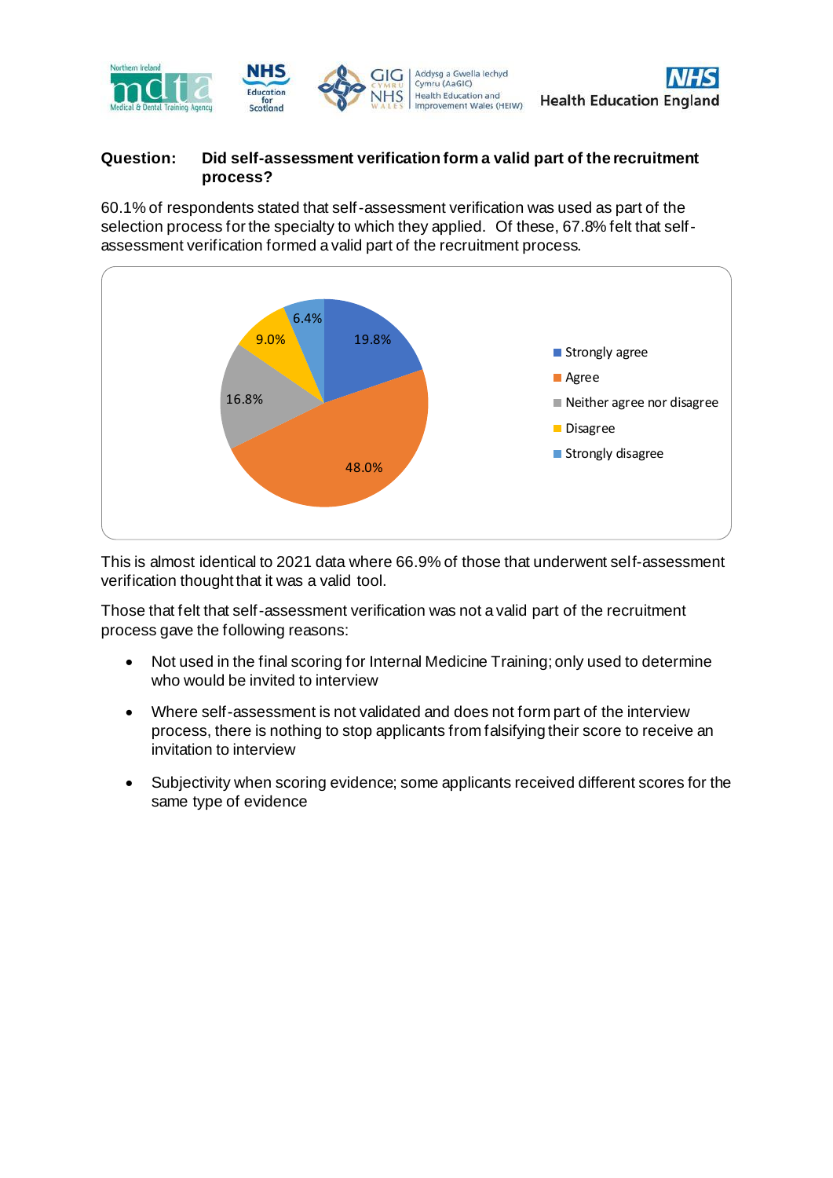**Question: Did self-assessment verification form a valid part of the recruitment process?**

60.1% of respondents stated that self-assessment verification was used as part of the selection process for the specialty to which they applied. Of these, 67.8% felt that self-assessment verification formed a valid part of the recruitment process.

| Response | Percentage |
|---|---|
| Strongly agree | 19.8% |
| Agree | 48.0% |
| Neither agree nor disagree | 16.8% |
| Disagree | 9.0% |
| Strongly disagree | 6.4% |

This is almost identical to 2021 data where 66.9% of those that underwent self-assessment verification thought that it was a valid tool.

Those that felt that self-assessment verification was not a valid part of the recruitment process gave the following reasons:

- Not used in the final scoring for Internal Medicine Training; only used to determine who would be invited to interview
- Where self-assessment is not validated and does not form part of the interview process, there is nothing to stop applicants from falsifying their score to receive an invitation to interview
- Subjectivity when scoring evidence; some applicants received different scores for the same type of evidence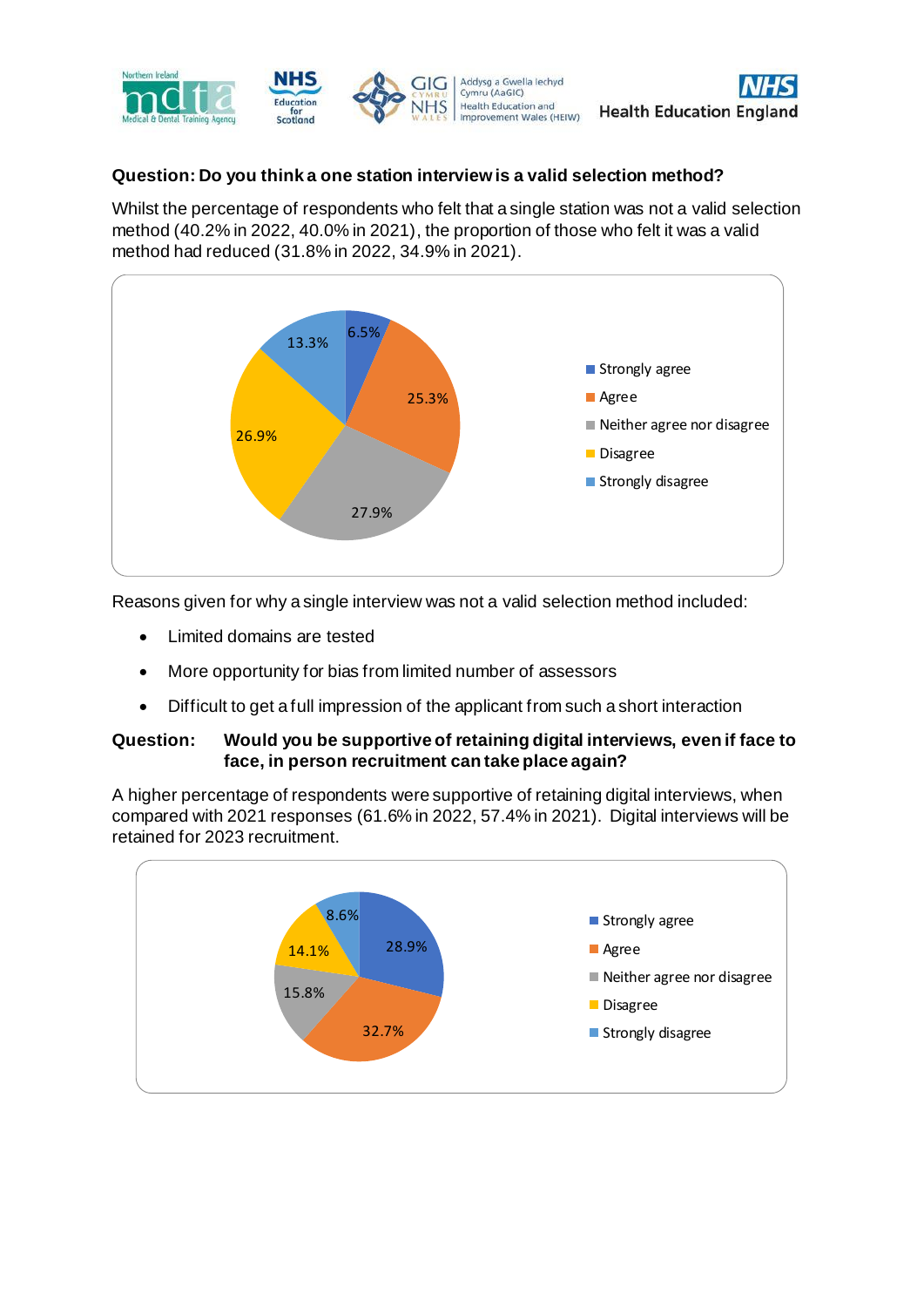**Question: Do you think a one station interview is a valid selection method?**

Whilst the percentage of respondents who felt that a single station was not a valid selection method (40.2% in 2022, 40.0% in 2021), the proportion of those who felt it was a valid method had reduced (31.8% in 2022, 34.9% in 2021).

| Response | Percentage |
| --- | --- |
| Strongly agree | 6.5% |
| Agree | 25.3% |
| Neither agree nor disagree | 27.9% |
| Disagree | 26.9% |
| Strongly disagree | 13.3% |

Reasons given for why a single interview was not a valid selection method included:

- Limited domains are tested
- More opportunity for bias from limited number of assessors
- Difficult to get a full impression of the applicant from such a short interaction

**Question: Would you be supportive of retaining digital interviews, even if face to face, in person recruitment can take place again?**

A higher percentage of respondents were supportive of retaining digital interviews, when compared with 2021 responses (61.6% in 2022, 57.4% in 2021). Digital interviews will be retained for 2023 recruitment.

| Response | Percentage |
| --- | --- |
| Strongly agree | 28.9% |
| Agree | 32.7% |
| Neither agree nor disagree | 15.8% |
| Disagree | 14.1% |
| Strongly disagree | 8.6% |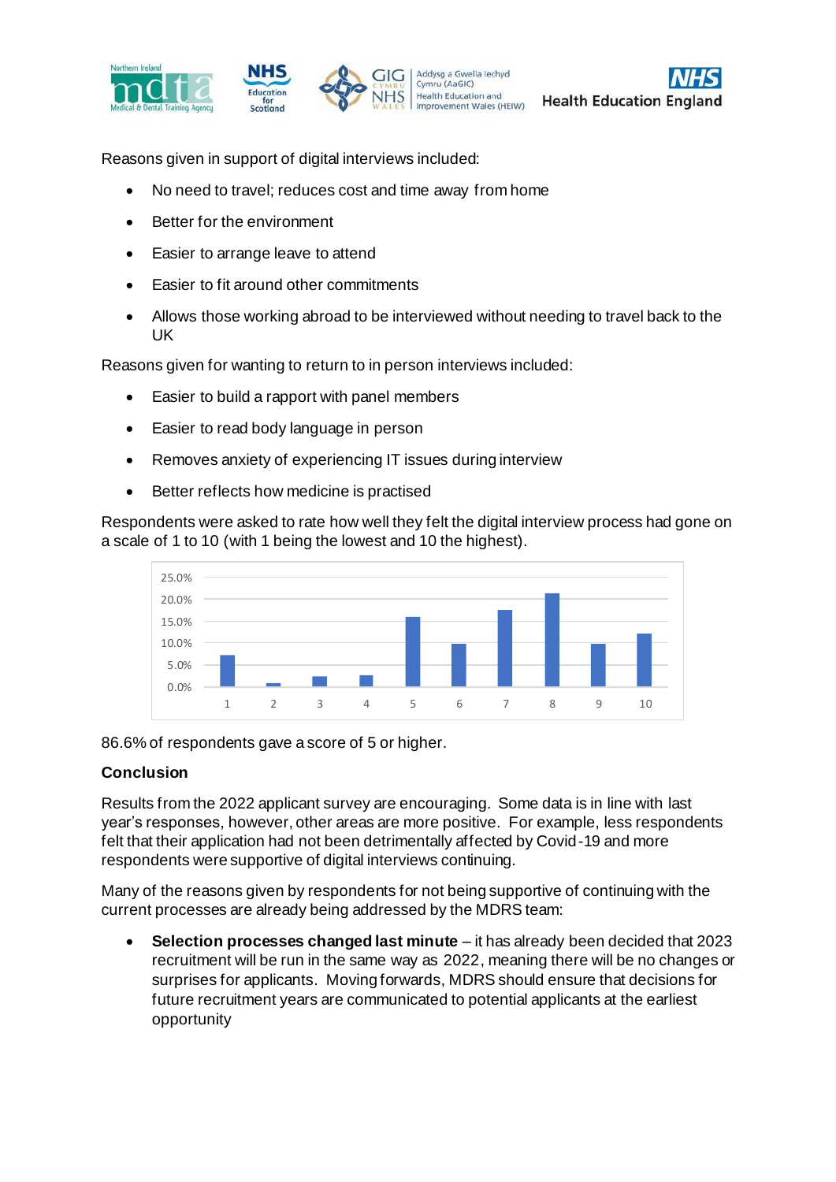Reasons given in support of digital interviews included:

- No need to travel; reduces cost and time away from home
- Better for the environment
- Easier to arrange leave to attend
- Easier to fit around other commitments
- Allows those working abroad to be interviewed without needing to travel back to the UK

Reasons given for wanting to return to in person interviews included:

- Easier to build a rapport with panel members
- Easier to read body language in person
- Removes anxiety of experiencing IT issues during interview
- Better reflects how medicine is practised

Respondents were asked to rate how well they felt the digital interview process had gone on a scale of 1 to 10 (with 1 being the lowest and 10 the highest).

86.6% of respondents gave a score of 5 or higher.

**Conclusion**

Results from the 2022 applicant survey are encouraging. Some data is in line with last year's responses, however, other areas are more positive. For example, less respondents felt that their application had not been detrimentally affected by Covid-19 and more respondents were supportive of digital interviews continuing.

Many of the reasons given by respondents for not being supportive of continuing with the current processes are already being addressed by the MDRS team:

- **Selection processes changed last minute** – it has already been decided that 2023 recruitment will be run in the same way as 2022, meaning there will be no changes or surprises for applicants. Moving forwards, MDRS should ensure that decisions for future recruitment years are communicated to potential applicants at the earliest opportunity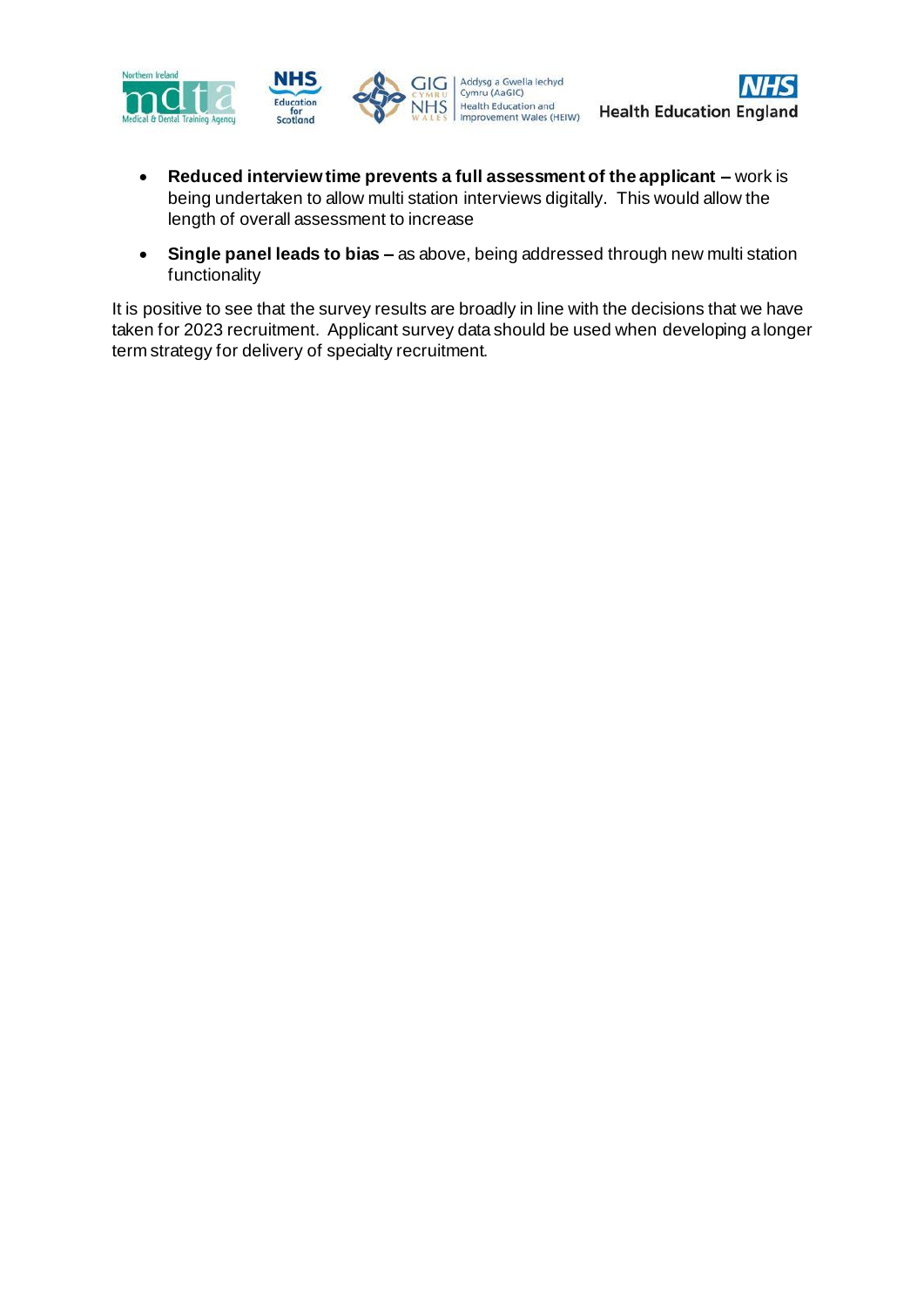- **Reduced interview time prevents a full assessment of the applicant –** work is being undertaken to allow multi station interviews digitally. This would allow the length of overall assessment to increase
- **Single panel leads to bias –** as above, being addressed through new multi station functionality

It is positive to see that the survey results are broadly in line with the decisions that we have taken for 2023 recruitment. Applicant survey data should be used when developing a longer term strategy for delivery of specialty recruitment.